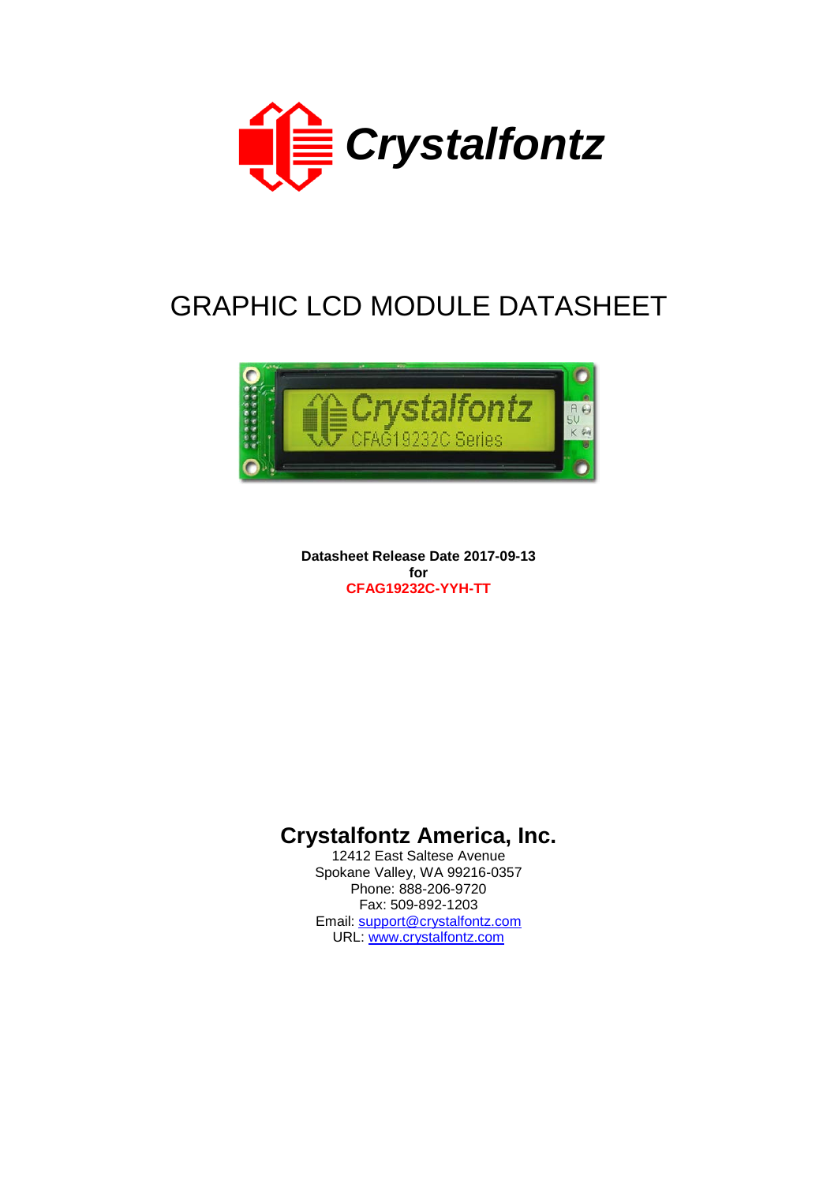Crystalfontz

# GRAPHIC LCD MODULE DATASHEET

**Datasheet Release Date 2017-09-13**
**for**
**CFAG19232C-YYH-TT**

## Crystalfontz America, Inc.

12412 East Saltese Avenue
Spokane Valley, WA 99216-0357
Phone: 888-206-9720
Fax: 509-892-1203
Email: support@crystalfontz.com
URL: www.crystalfontz.com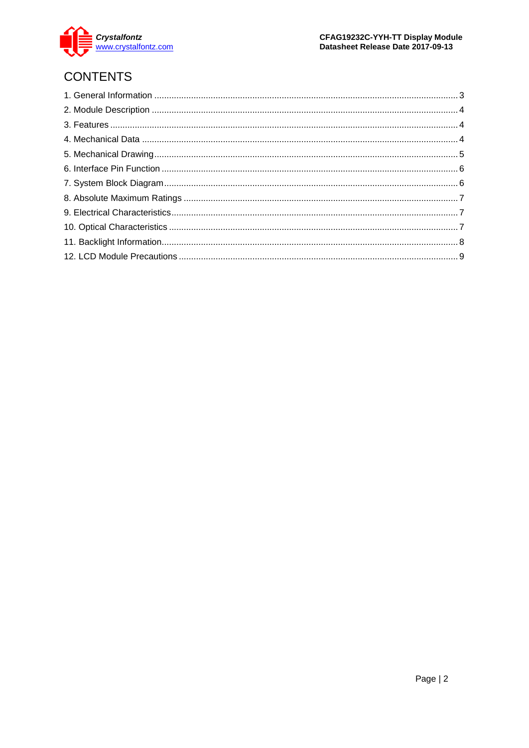# CONTENTS

1. General Information ........................................................................................................... 3
2. Module Description ............................................................................................................ 4
3. Features ............................................................................................................................ 4
4. Mechanical Data ................................................................................................................ 4
5. Mechanical Drawing .......................................................................................................... 5
6. Interface Pin Function ....................................................................................................... 6
7. System Block Diagram ...................................................................................................... 6
8. Absolute Maximum Ratings ............................................................................................... 7
9. Electrical Characteristics .................................................................................................... 7
10. Optical Characteristics ..................................................................................................... 7
11. Backlight Information........................................................................................................ 8
12. LCD Module Precautions ................................................................................................. 9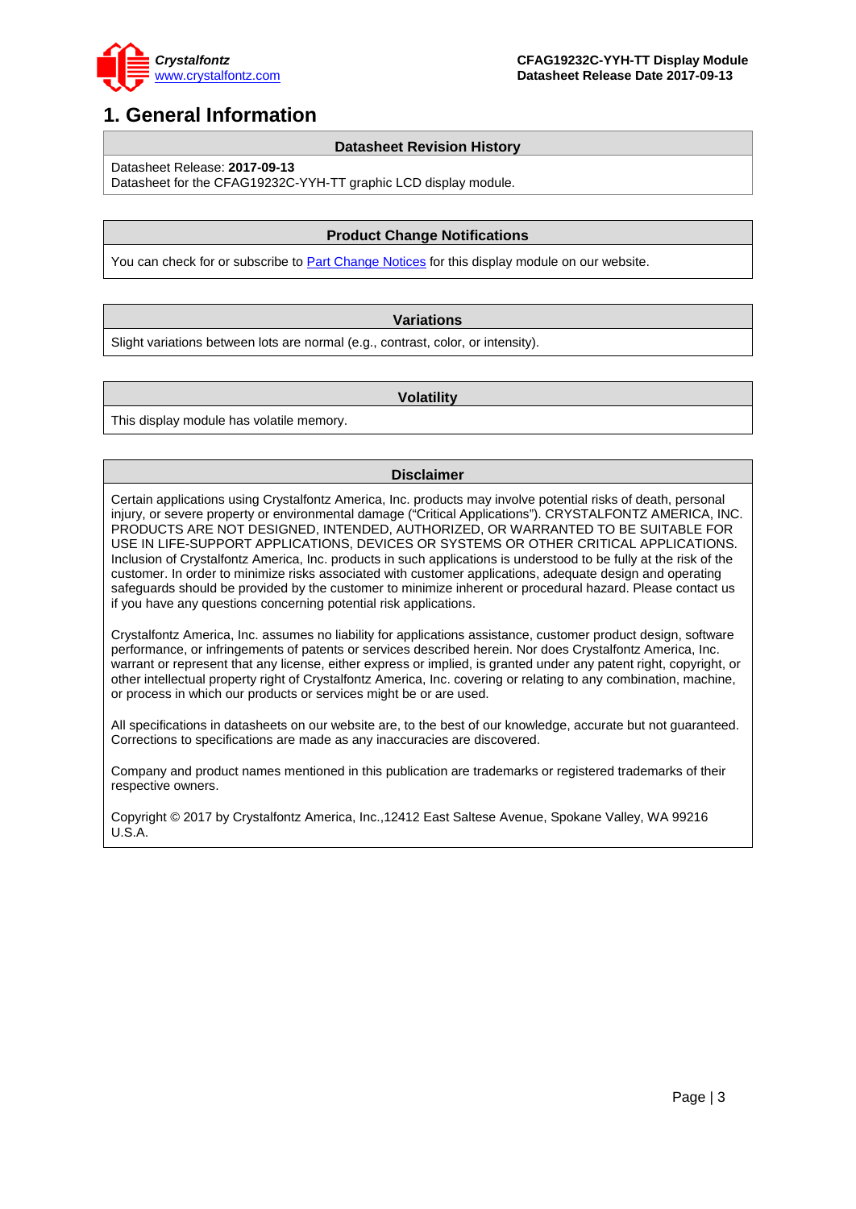# 1. General Information

## Datasheet Revision History

Datasheet Release: **2017-09-13**
Datasheet for the CFAG19232C-YYH-TT graphic LCD display module.

## Product Change Notifications

You can check for or subscribe to Part Change Notices for this display module on our website.

## Variations

Slight variations between lots are normal (e.g., contrast, color, or intensity).

## Volatility

This display module has volatile memory.

## Disclaimer

Certain applications using Crystalfontz America, Inc. products may involve potential risks of death, personal injury, or severe property or environmental damage ("Critical Applications"). CRYSTALFONTZ AMERICA, INC. PRODUCTS ARE NOT DESIGNED, INTENDED, AUTHORIZED, OR WARRANTED TO BE SUITABLE FOR USE IN LIFE-SUPPORT APPLICATIONS, DEVICES OR SYSTEMS OR OTHER CRITICAL APPLICATIONS. Inclusion of Crystalfontz America, Inc. products in such applications is understood to be fully at the risk of the customer. In order to minimize risks associated with customer applications, adequate design and operating safeguards should be provided by the customer to minimize inherent or procedural hazard. Please contact us if you have any questions concerning potential risk applications.

Crystalfontz America, Inc. assumes no liability for applications assistance, customer product design, software performance, or infringements of patents or services described herein. Nor does Crystalfontz America, Inc. warrant or represent that any license, either express or implied, is granted under any patent right, copyright, or other intellectual property right of Crystalfontz America, Inc. covering or relating to any combination, machine, or process in which our products or services might be or are used.

All specifications in datasheets on our website are, to the best of our knowledge, accurate but not guaranteed. Corrections to specifications are made as any inaccuracies are discovered.

Company and product names mentioned in this publication are trademarks or registered trademarks of their respective owners.

Copyright © 2017 by Crystalfontz America, Inc.,12412 East Saltese Avenue, Spokane Valley, WA 99216 U.S.A.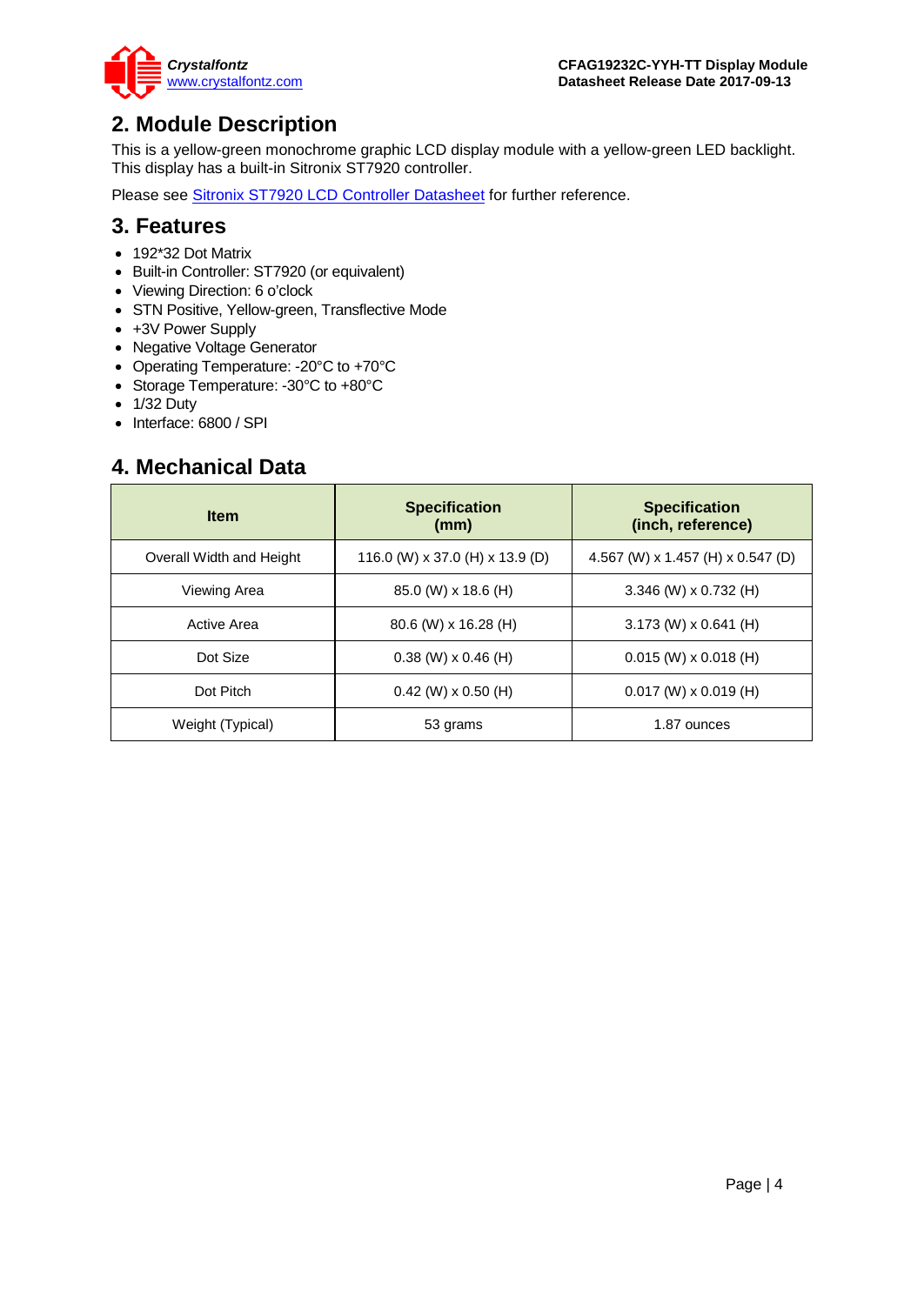## 2. Module Description

This is a yellow-green monochrome graphic LCD display module with a yellow-green LED backlight. This display has a built-in Sitronix ST7920 controller.

Please see Sitronix ST7920 LCD Controller Datasheet for further reference.

## 3. Features

- 192*32 Dot Matrix
- Built-in Controller: ST7920 (or equivalent)
- Viewing Direction: 6 o'clock
- STN Positive, Yellow-green, Transflective Mode
- +3V Power Supply
- Negative Voltage Generator
- Operating Temperature: -20°C to +70°C
- Storage Temperature: -30°C to +80°C
- 1/32 Duty
- Interface: 6800 / SPI

## 4. Mechanical Data

| Item | Specification (mm) | Specification (inch, reference) |
|---|---|---|
| Overall Width and Height | 116.0 (W) x 37.0 (H) x 13.9 (D) | 4.567 (W) x 1.457 (H) x 0.547 (D) |
| Viewing Area | 85.0 (W) x 18.6 (H) | 3.346 (W) x 0.732 (H) |
| Active Area | 80.6 (W) x 16.28 (H) | 3.173 (W) x 0.641 (H) |
| Dot Size | 0.38 (W) x 0.46 (H) | 0.015 (W) x 0.018 (H) |
| Dot Pitch | 0.42 (W) x 0.50 (H) | 0.017 (W) x 0.019 (H) |
| Weight (Typical) | 53 grams | 1.87 ounces |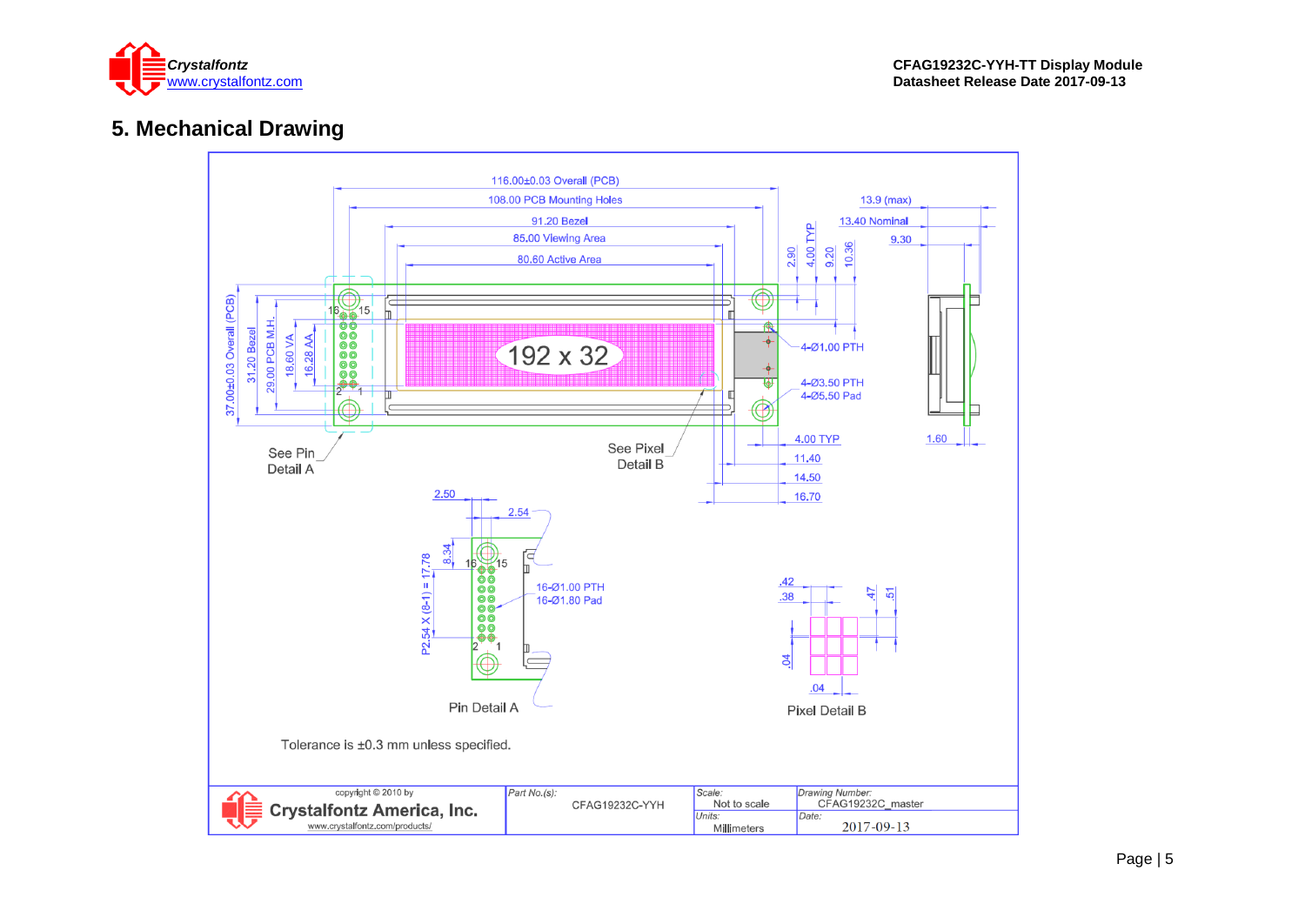## 5. Mechanical Drawing

116.00±0.03 Overall (PCB)

108.00 PCB Mounting Holes

91.20 Bezel

85.00 Viewing Area

80.60 Active Area

13.9 (max)

13.40 Nominal

9.30

2.90

4.00 TYP

9.20

10.36

37.00±0.03 Overall (PCB)

31.20 Bezel

29.00 PCB M.H.

18.60 VA

16.28 AA

16 15

2 1

192 x 32

4-Ø1.00 PTH

4-Ø3.50 PTH

4-Ø5.50 Pad

4.00 TYP

1.60

11.40

14.50

16.70

See Pin Detail A

See Pixel Detail B

2.50

2.54

8.34

P2.54 X (8-1) = 17.78

16-Ø1.00 PTH

16-Ø1.80 Pad

Pin Detail A

.42

.38

.47

.51

.04

.04

Pixel Detail B

Tolerance is ±0.3 mm unless specified.

| copyright © 2010 by Crystalfontz America, Inc. www.crystalfontz.com/products/ | Part No.(s): CFAG19232C-YYH | Scale: Not to scale | Drawing Number: CFAG19232C_master |
|---|---|---|---|
| | | Units: Millimeters | Date: 2017-09-13 |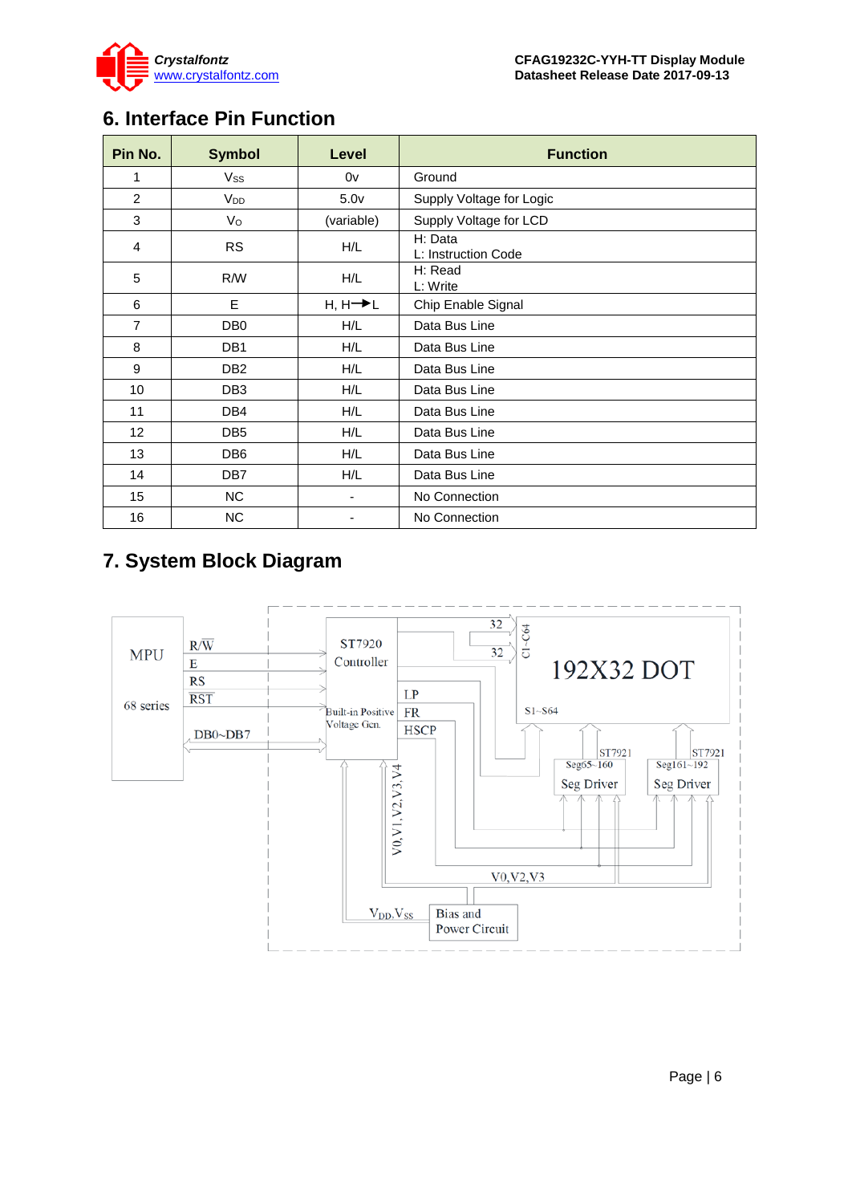## 6. Interface Pin Function

| Pin No. | Symbol | Level | Function |
|---|---|---|---|
| 1 | $V_{SS}$ | 0v | Ground |
| 2 | $V_{DD}$ | 5.0v | Supply Voltage for Logic |
| 3 | $V_O$ | (variable) | Supply Voltage for LCD |
| 4 | RS | H/L | H: Data<br>L: Instruction Code |
| 5 | R/W | H/L | H: Read<br>L: Write |
| 6 | E | H, H→L | Chip Enable Signal |
| 7 | DB0 | H/L | Data Bus Line |
| 8 | DB1 | H/L | Data Bus Line |
| 9 | DB2 | H/L | Data Bus Line |
| 10 | DB3 | H/L | Data Bus Line |
| 11 | DB4 | H/L | Data Bus Line |
| 12 | DB5 | H/L | Data Bus Line |
| 13 | DB6 | H/L | Data Bus Line |
| 14 | DB7 | H/L | Data Bus Line |
| 15 | NC | - | No Connection |
| 16 | NC | - | No Connection |

## 7. System Block Diagram

MPU

68 series

R/W

E

RS

RST

DB0~DB7

ST7920 Controller

Built-in Positive Voltage Gen.

32

32

C1~C64

192X32 DOT

LP

FR

HSCP

S1~S64

ST7921 Seg65~160 Seg Driver

ST7921 Seg161~192 Seg Driver

V0,V1,V2,V3,V4

V0,V2,V3

$V_{DD}$,$V_{SS}$

Bias and Power Circuit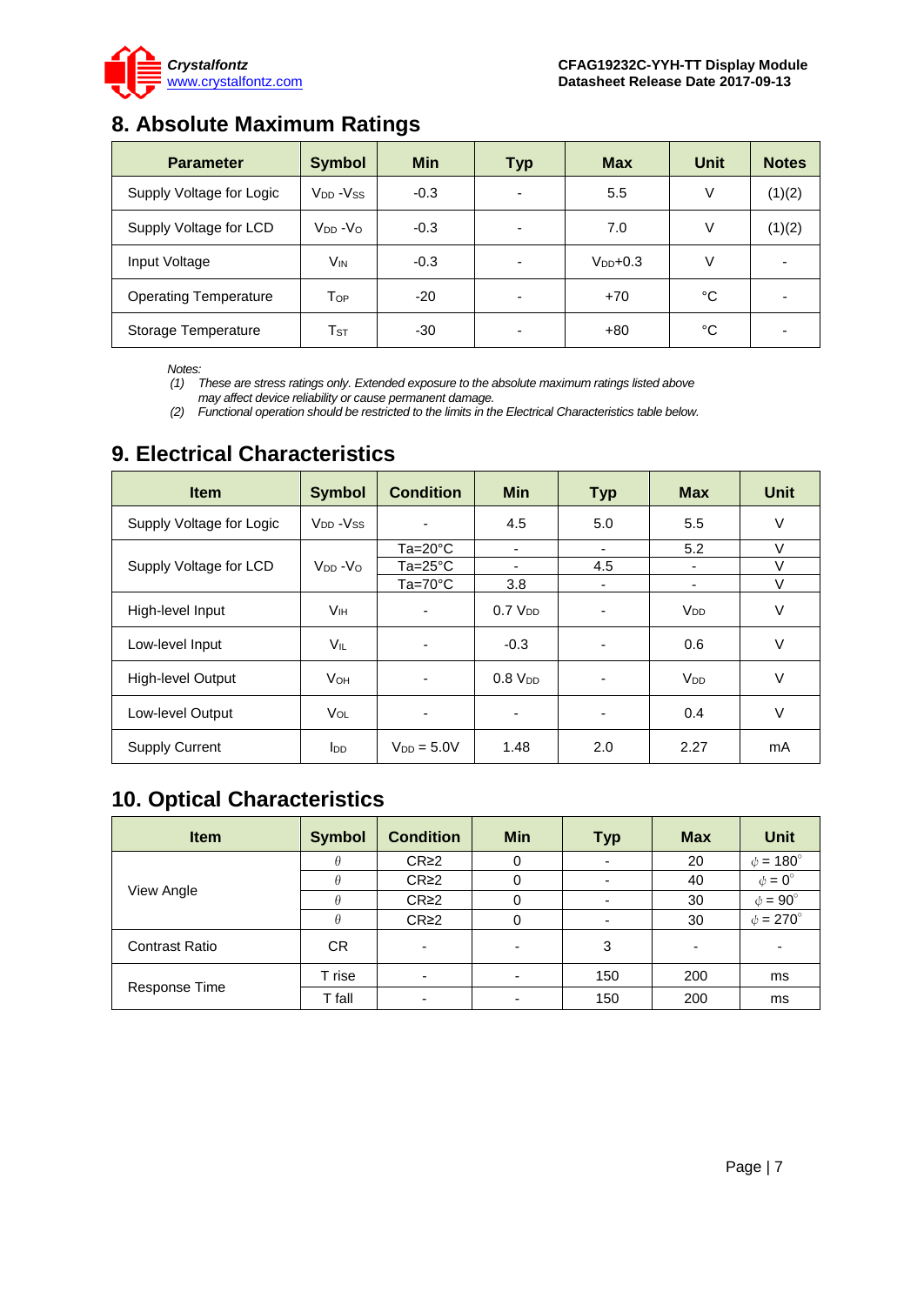## 8. Absolute Maximum Ratings

| Parameter | Symbol | Min | Typ | Max | Unit | Notes |
|---|---|---|---|---|---|---|
| Supply Voltage for Logic | $V_{DD}$ -$V_{SS}$ | -0.3 | - | 5.5 | V | (1)(2) |
| Supply Voltage for LCD | $V_{DD}$ -$V_{O}$ | -0.3 | - | 7.0 | V | (1)(2) |
| Input Voltage | $V_{IN}$ | -0.3 | - | $V_{DD}$+0.3 | V | - |
| Operating Temperature | $T_{OP}$ | -20 | - | +70 | °C | - |
| Storage Temperature | $T_{ST}$ | -30 | - | +80 | °C | - |

*Notes:*
*(1) These are stress ratings only. Extended exposure to the absolute maximum ratings listed above may affect device reliability or cause permanent damage.*
*(2) Functional operation should be restricted to the limits in the Electrical Characteristics table below.*

## 9. Electrical Characteristics

| Item | Symbol | Condition | Min | Typ | Max | Unit |
|---|---|---|---|---|---|---|
| Supply Voltage for Logic | $V_{DD}$ -$V_{SS}$ | - | 4.5 | 5.0 | 5.5 | V |
| Supply Voltage for LCD | $V_{DD}$ -$V_{O}$ | Ta=20°C | - | - | 5.2 | V |
| | | Ta=25°C | - | 4.5 | - | V |
| | | Ta=70°C | 3.8 | - | - | V |
| High-level Input | $V_{IH}$ | - | 0.7 $V_{DD}$ | - | $V_{DD}$ | V |
| Low-level Input | $V_{IL}$ | - | -0.3 | - | 0.6 | V |
| High-level Output | $V_{OH}$ | - | 0.8 $V_{DD}$ | - | $V_{DD}$ | V |
| Low-level Output | $V_{OL}$ | - | - | - | 0.4 | V |
| Supply Current | $I_{DD}$ | $V_{DD}$ = 5.0V | 1.48 | 2.0 | 2.27 | mA |

## 10. Optical Characteristics

| Item | Symbol | Condition | Min | Typ | Max | Unit |
|---|---|---|---|---|---|---|
| View Angle | $\theta$ | CR≥2 | 0 | - | 20 | $\phi = 180°$ |
| | $\theta$ | CR≥2 | 0 | - | 40 | $\phi = 0°$ |
| | $\theta$ | CR≥2 | 0 | - | 30 | $\phi = 90°$ |
| | $\theta$ | CR≥2 | 0 | - | 30 | $\phi = 270°$ |
| Contrast Ratio | CR | - | - | 3 | - | - |
| Response Time | T rise | - | - | 150 | 200 | ms |
| | T fall | - | - | 150 | 200 | ms |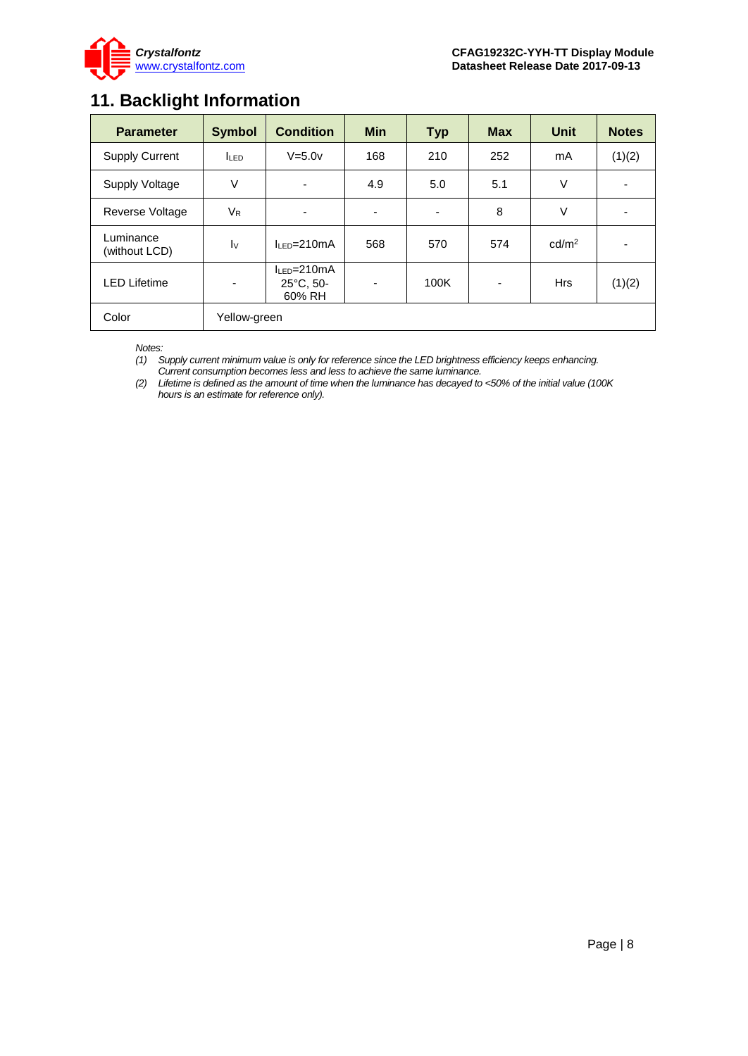## 11. Backlight Information

| Parameter | Symbol | Condition | Min | Typ | Max | Unit | Notes |
|---|---|---|---|---|---|---|---|
| Supply Current | $I_{LED}$ | V=5.0v | 168 | 210 | 252 | mA | (1)(2) |
| Supply Voltage | V | - | 4.9 | 5.0 | 5.1 | V | - |
| Reverse Voltage | $V_R$ | - | - | - | 8 | V | - |
| Luminance (without LCD) | $I_V$ | $I_{LED}$=210mA | 568 | 570 | 574 | cd/m$^2$ | - |
| LED Lifetime | - | $I_{LED}$=210mA 25°C, 50-60% RH | - | 100K | - | Hrs | (1)(2) |
| Color | Yellow-green | | | | | | |

*Notes:*

*(1) Supply current minimum value is only for reference since the LED brightness efficiency keeps enhancing. Current consumption becomes less and less to achieve the same luminance.*

*(2) Lifetime is defined as the amount of time when the luminance has decayed to <50% of the initial value (100K hours is an estimate for reference only).*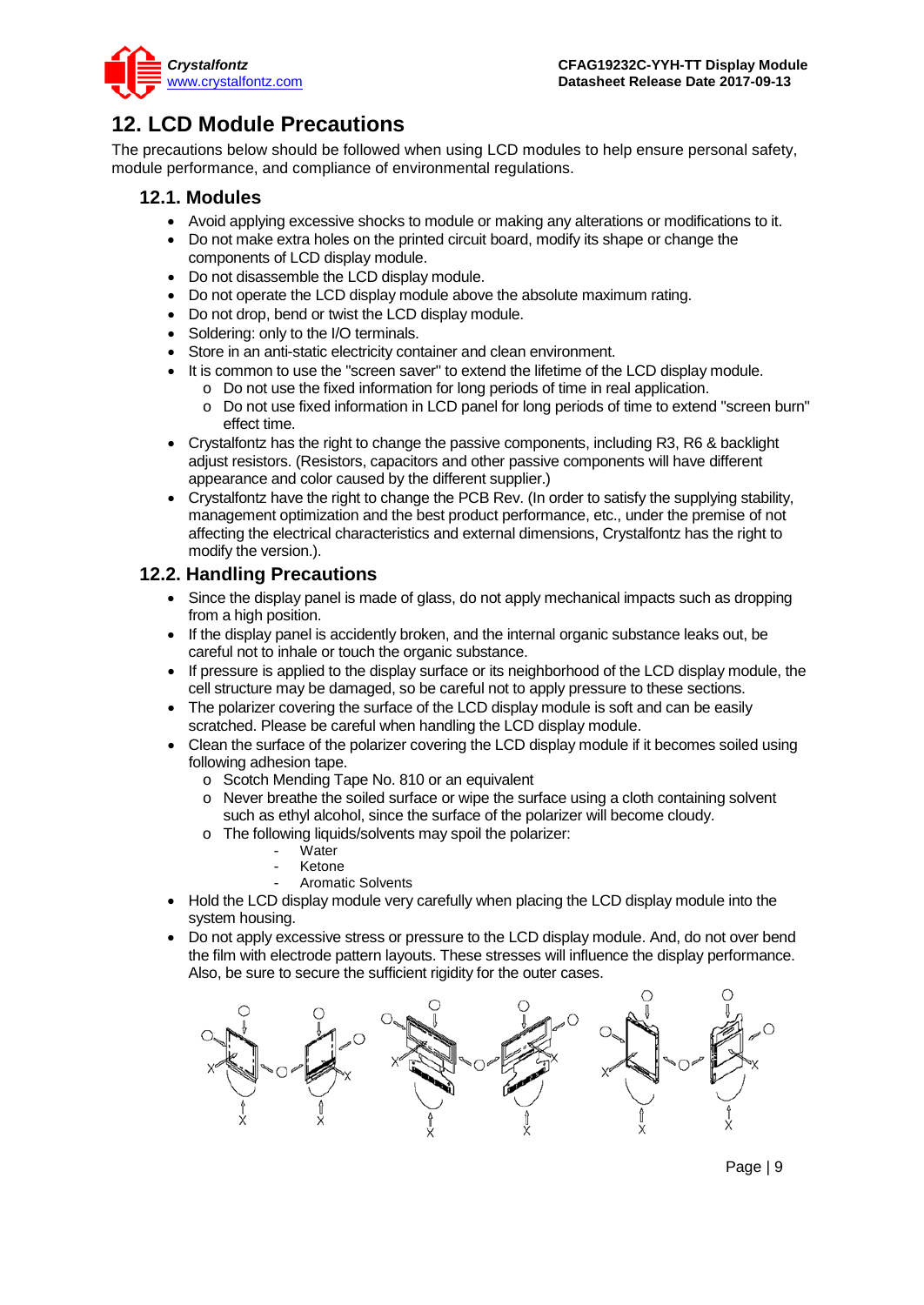# 12. LCD Module Precautions

The precautions below should be followed when using LCD modules to help ensure personal safety, module performance, and compliance of environmental regulations.

## 12.1. Modules

- Avoid applying excessive shocks to module or making any alterations or modifications to it.
- Do not make extra holes on the printed circuit board, modify its shape or change the components of LCD display module.
- Do not disassemble the LCD display module.
- Do not operate the LCD display module above the absolute maximum rating.
- Do not drop, bend or twist the LCD display module.
- Soldering: only to the I/O terminals.
- Store in an anti-static electricity container and clean environment.
- It is common to use the "screen saver" to extend the lifetime of the LCD display module.
  - Do not use the fixed information for long periods of time in real application.
  - Do not use fixed information in LCD panel for long periods of time to extend "screen burn" effect time.
- Crystalfontz has the right to change the passive components, including R3, R6 & backlight adjust resistors. (Resistors, capacitors and other passive components will have different appearance and color caused by the different supplier.)
- Crystalfontz have the right to change the PCB Rev. (In order to satisfy the supplying stability, management optimization and the best product performance, etc., under the premise of not affecting the electrical characteristics and external dimensions, Crystalfontz has the right to modify the version.).

## 12.2. Handling Precautions

- Since the display panel is made of glass, do not apply mechanical impacts such as dropping from a high position.
- If the display panel is accidently broken, and the internal organic substance leaks out, be careful not to inhale or touch the organic substance.
- If pressure is applied to the display surface or its neighborhood of the LCD display module, the cell structure may be damaged, so be careful not to apply pressure to these sections.
- The polarizer covering the surface of the LCD display module is soft and can be easily scratched. Please be careful when handling the LCD display module.
- Clean the surface of the polarizer covering the LCD display module if it becomes soiled using following adhesion tape.
  - Scotch Mending Tape No. 810 or an equivalent
  - Never breathe the soiled surface or wipe the surface using a cloth containing solvent such as ethyl alcohol, since the surface of the polarizer will become cloudy.
  - The following liquids/solvents may spoil the polarizer:
    - Water
    - Ketone
    - Aromatic Solvents
- Hold the LCD display module very carefully when placing the LCD display module into the system housing.
- Do not apply excessive stress or pressure to the LCD display module. And, do not over bend the film with electrode pattern layouts. These stresses will influence the display performance. Also, be sure to secure the sufficient rigidity for the outer cases.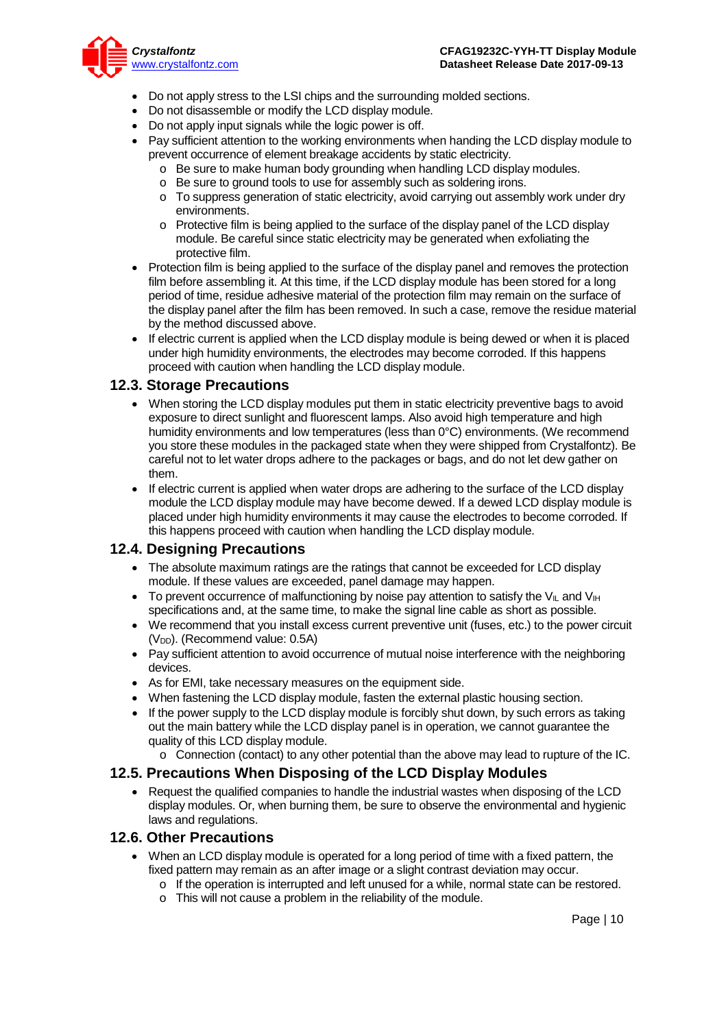- Do not apply stress to the LSI chips and the surrounding molded sections.
- Do not disassemble or modify the LCD display module.
- Do not apply input signals while the logic power is off.
- Pay sufficient attention to the working environments when handing the LCD display module to prevent occurrence of element breakage accidents by static electricity.
    - Be sure to make human body grounding when handling LCD display modules.
    - Be sure to ground tools to use for assembly such as soldering irons.
    - To suppress generation of static electricity, avoid carrying out assembly work under dry environments.
    - Protective film is being applied to the surface of the display panel of the LCD display module. Be careful since static electricity may be generated when exfoliating the protective film.
- Protection film is being applied to the surface of the display panel and removes the protection film before assembling it. At this time, if the LCD display module has been stored for a long period of time, residue adhesive material of the protection film may remain on the surface of the display panel after the film has been removed. In such a case, remove the residue material by the method discussed above.
- If electric current is applied when the LCD display module is being dewed or when it is placed under high humidity environments, the electrodes may become corroded. If this happens proceed with caution when handling the LCD display module.

## 12.3. Storage Precautions

- When storing the LCD display modules put them in static electricity preventive bags to avoid exposure to direct sunlight and fluorescent lamps. Also avoid high temperature and high humidity environments and low temperatures (less than 0°C) environments. (We recommend you store these modules in the packaged state when they were shipped from Crystalfontz). Be careful not to let water drops adhere to the packages or bags, and do not let dew gather on them.
- If electric current is applied when water drops are adhering to the surface of the LCD display module the LCD display module may have become dewed. If a dewed LCD display module is placed under high humidity environments it may cause the electrodes to become corroded. If this happens proceed with caution when handling the LCD display module.

## 12.4. Designing Precautions

- The absolute maximum ratings are the ratings that cannot be exceeded for LCD display module. If these values are exceeded, panel damage may happen.
- To prevent occurrence of malfunctioning by noise pay attention to satisfy the $V_{IL}$ and $V_{IH}$ specifications and, at the same time, to make the signal line cable as short as possible.
- We recommend that you install excess current preventive unit (fuses, etc.) to the power circuit ($V_{DD}$). (Recommend value: 0.5A)
- Pay sufficient attention to avoid occurrence of mutual noise interference with the neighboring devices.
- As for EMI, take necessary measures on the equipment side.
- When fastening the LCD display module, fasten the external plastic housing section.
- If the power supply to the LCD display module is forcibly shut down, by such errors as taking out the main battery while the LCD display panel is in operation, we cannot guarantee the quality of this LCD display module.
    - Connection (contact) to any other potential than the above may lead to rupture of the IC.

## 12.5. Precautions When Disposing of the LCD Display Modules

- Request the qualified companies to handle the industrial wastes when disposing of the LCD display modules. Or, when burning them, be sure to observe the environmental and hygienic laws and regulations.

## 12.6. Other Precautions

- When an LCD display module is operated for a long period of time with a fixed pattern, the fixed pattern may remain as an after image or a slight contrast deviation may occur.
    - If the operation is interrupted and left unused for a while, normal state can be restored.
    - This will not cause a problem in the reliability of the module.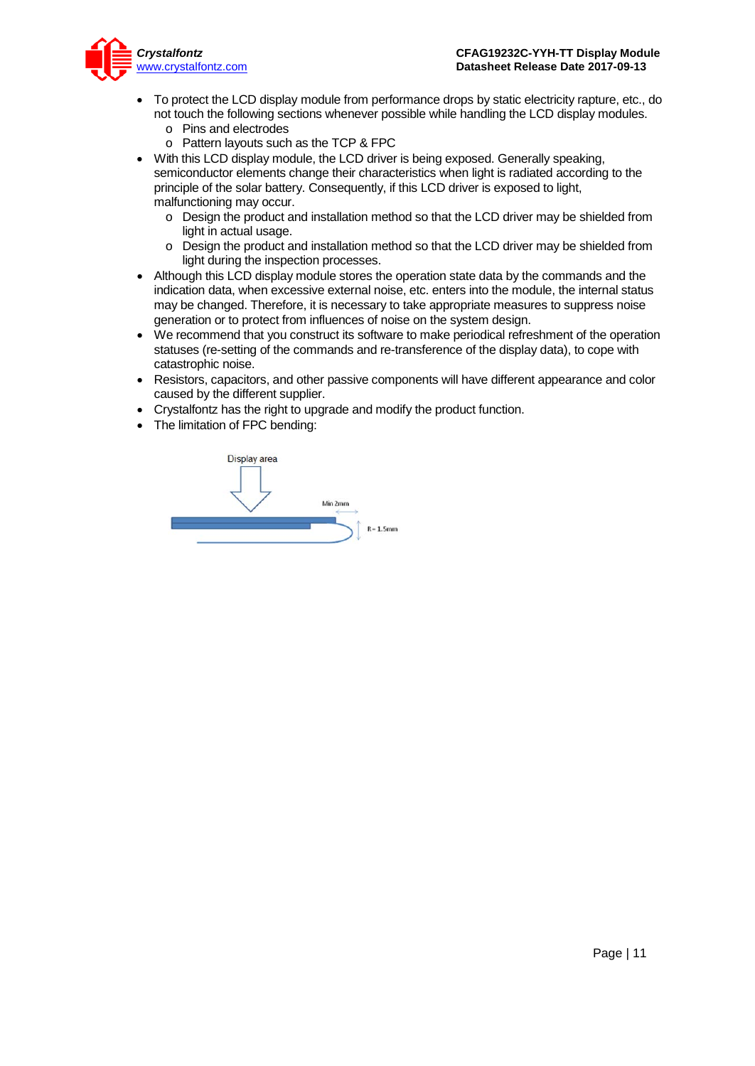- To protect the LCD display module from performance drops by static electricity rapture, etc., do not touch the following sections whenever possible while handling the LCD display modules.
  - Pins and electrodes
  - Pattern layouts such as the TCP & FPC
- With this LCD display module, the LCD driver is being exposed. Generally speaking, semiconductor elements change their characteristics when light is radiated according to the principle of the solar battery. Consequently, if this LCD driver is exposed to light, malfunctioning may occur.
  - Design the product and installation method so that the LCD driver may be shielded from light in actual usage.
  - Design the product and installation method so that the LCD driver may be shielded from light during the inspection processes.
- Although this LCD display module stores the operation state data by the commands and the indication data, when excessive external noise, etc. enters into the module, the internal status may be changed. Therefore, it is necessary to take appropriate measures to suppress noise generation or to protect from influences of noise on the system design.
- We recommend that you construct its software to make periodical refreshment of the operation statuses (re-setting of the commands and re-transference of the display data), to cope with catastrophic noise.
- Resistors, capacitors, and other passive components will have different appearance and color caused by the different supplier.
- Crystalfontz has the right to upgrade and modify the product function.
- The limitation of FPC bending:

Display area

Min 2mm

R= 1.5mm